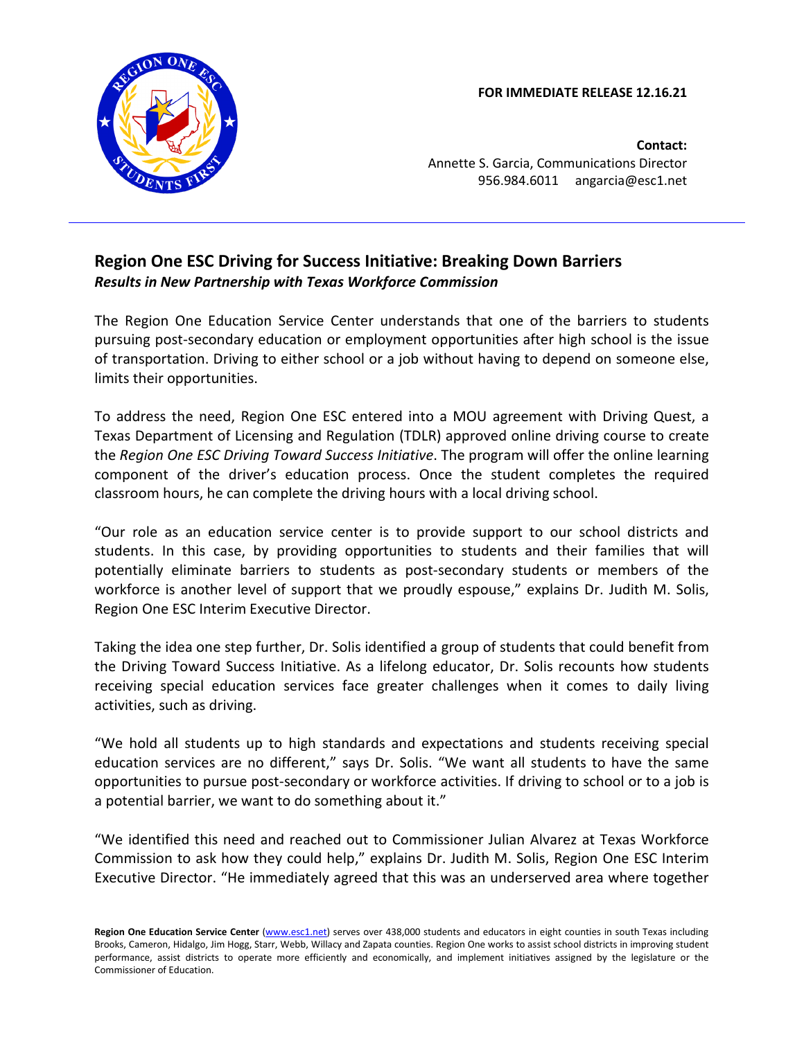**FOR IMMEDIATE RELEASE 12.16.21**

**Contact:**
Annette S. Garcia, Communications Director
956.984.6011 angarcia@esc1.net

---

## Region One ESC Driving for Success Initiative: Breaking Down Barriers

***Results in New Partnership with Texas Workforce Commission***

The Region One Education Service Center understands that one of the barriers to students pursuing post-secondary education or employment opportunities after high school is the issue of transportation. Driving to either school or a job without having to depend on someone else, limits their opportunities.

To address the need, Region One ESC entered into a MOU agreement with Driving Quest, a Texas Department of Licensing and Regulation (TDLR) approved online driving course to create the *Region One ESC Driving Toward Success Initiative*. The program will offer the online learning component of the driver's education process. Once the student completes the required classroom hours, he can complete the driving hours with a local driving school.

"Our role as an education service center is to provide support to our school districts and students. In this case, by providing opportunities to students and their families that will potentially eliminate barriers to students as post-secondary students or members of the workforce is another level of support that we proudly espouse," explains Dr. Judith M. Solis, Region One ESC Interim Executive Director.

Taking the idea one step further, Dr. Solis identified a group of students that could benefit from the Driving Toward Success Initiative. As a lifelong educator, Dr. Solis recounts how students receiving special education services face greater challenges when it comes to daily living activities, such as driving.

"We hold all students up to high standards and expectations and students receiving special education services are no different," says Dr. Solis. "We want all students to have the same opportunities to pursue post-secondary or workforce activities. If driving to school or to a job is a potential barrier, we want to do something about it."

"We identified this need and reached out to Commissioner Julian Alvarez at Texas Workforce Commission to ask how they could help," explains Dr. Judith M. Solis, Region One ESC Interim Executive Director. "He immediately agreed that this was an underserved area where together

**Region One Education Service Center** (www.esc1.net) serves over 438,000 students and educators in eight counties in south Texas including Brooks, Cameron, Hidalgo, Jim Hogg, Starr, Webb, Willacy and Zapata counties. Region One works to assist school districts in improving student performance, assist districts to operate more efficiently and economically, and implement initiatives assigned by the legislature or the Commissioner of Education.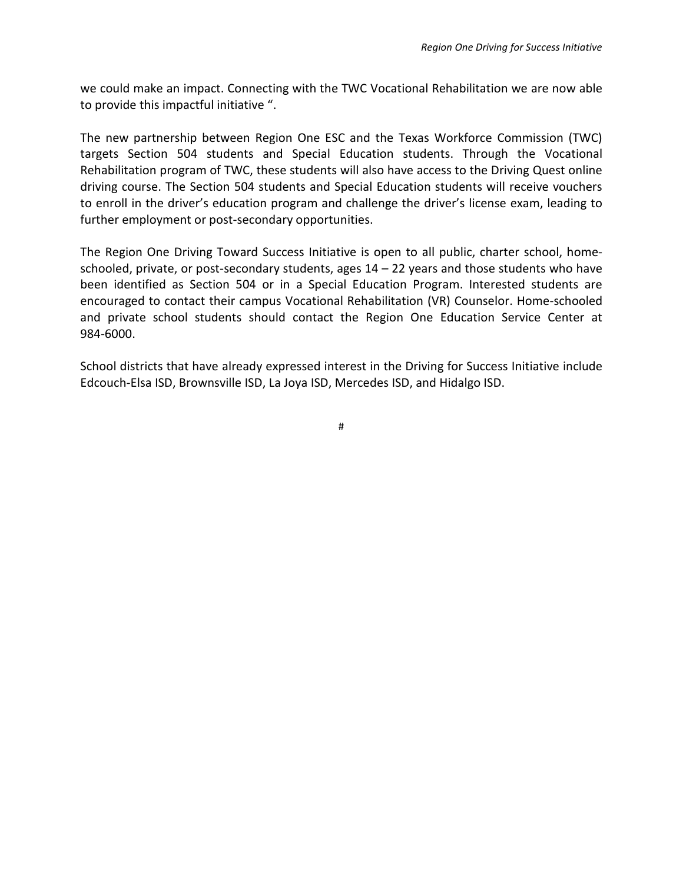we could make an impact. Connecting with the TWC Vocational Rehabilitation we are now able to provide this impactful initiative ".

The new partnership between Region One ESC and the Texas Workforce Commission (TWC) targets Section 504 students and Special Education students. Through the Vocational Rehabilitation program of TWC, these students will also have access to the Driving Quest online driving course. The Section 504 students and Special Education students will receive vouchers to enroll in the driver's education program and challenge the driver's license exam, leading to further employment or post-secondary opportunities.

The Region One Driving Toward Success Initiative is open to all public, charter school, home-schooled, private, or post-secondary students, ages 14 – 22 years and those students who have been identified as Section 504 or in a Special Education Program. Interested students are encouraged to contact their campus Vocational Rehabilitation (VR) Counselor. Home-schooled and private school students should contact the Region One Education Service Center at 984-6000.

School districts that have already expressed interest in the Driving for Success Initiative include Edcouch-Elsa ISD, Brownsville ISD, La Joya ISD, Mercedes ISD, and Hidalgo ISD.

#